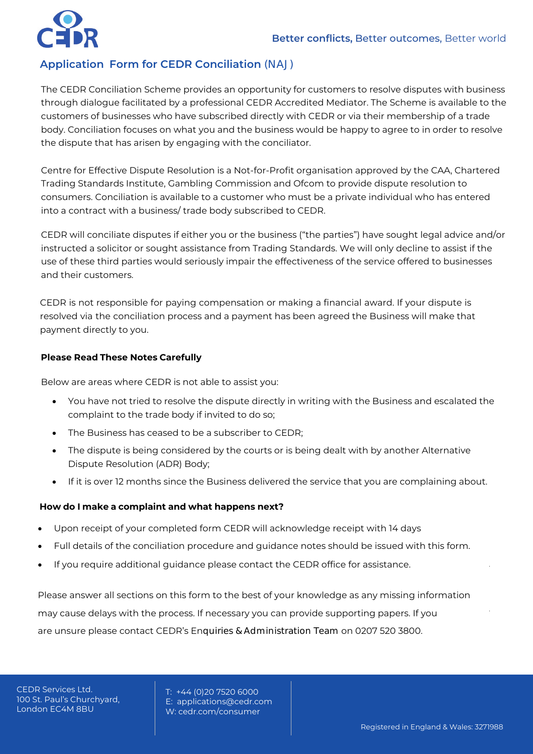Better conflicts, Better outcomes, Better world

## Application Form for CEDR Conciliation (NAJ)

The CEDR Conciliation Scheme provides an opportunity for customers to resolve disputes with business through dialogue facilitated by a professional CEDR Accredited Mediator. The Scheme is available to the customers of businesses who have subscribed directly with CEDR or via their membership of a trade body. Conciliation focuses on what you and the business would be happy to agree to in order to resolve the dispute that has arisen by engaging with the conciliator.

Centre for Effective Dispute Resolution is a Not-for-Profit organisation approved by the CAA, Chartered Trading Standards Institute, Gambling Commission and Ofcom to provide dispute resolution to consumers. Conciliation is available to a customer who must be a private individual who has entered into a contract with a business/ trade body subscribed to CEDR.

CEDR will conciliate disputes if either you or the business ("the parties") have sought legal advice and/or instructed a solicitor or sought assistance from Trading Standards. We will only decline to assist if the use of these third parties would seriously impair the effectiveness of the service offered to businesses and their customers.

CEDR is not responsible for paying compensation or making a financial award. If your dispute is resolved via the conciliation process and a payment has been agreed the Business will make that payment directly to you.

**Please Read These Notes Carefully**

Below are areas where CEDR is not able to assist you:

- You have not tried to resolve the dispute directly in writing with the Business and escalated the complaint to the trade body if invited to do so;
- The Business has ceased to be a subscriber to CEDR;
- The dispute is being considered by the courts or is being dealt with by another Alternative Dispute Resolution (ADR) Body;
- If it is over 12 months since the Business delivered the service that you are complaining about.

**How do I make a complaint and what happens next?**

- Upon receipt of your completed form CEDR will acknowledge receipt with 14 days
- Full details of the conciliation procedure and guidance notes should be issued with this form.
- If you require additional guidance please contact the CEDR office for assistance.

Please answer all sections on this form to the best of your knowledge as any missing information may cause delays with the process. If necessary you can provide supporting papers. If you are unsure please contact CEDR's Enquiries & Administration Team on 0207 520 3800.

CEDR Services Ltd.
100 St. Paul's Churchyard,
London EC4M 8BU

T: +44 (0)20 7520 6000
E: applications@cedr.com
W: cedr.com/consumer

Registered in England & Wales: 3271988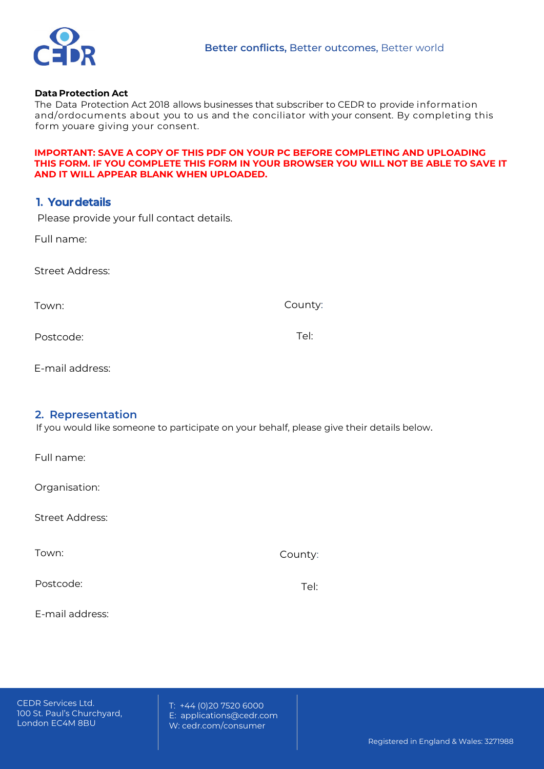**Data Protection Act**

The Data Protection Act 2018 allows businesses that subscriber to CEDR to provide information and/ordocuments about you to us and the conciliator with your consent. By completing this form youare giving your consent.

**IMPORTANT: SAVE A COPY OF THIS PDF ON YOUR PC BEFORE COMPLETING AND UPLOADING THIS FORM. IF YOU COMPLETE THIS FORM IN YOUR BROWSER YOU WILL NOT BE ABLE TO SAVE IT AND IT WILL APPEAR BLANK WHEN UPLOADED.**

## 1. Your details

Please provide your full contact details.

Full name:

Street Address:

Town:

County:

Postcode:

Tel:

E-mail address:

## 2. Representation

If you would like someone to participate on your behalf, please give their details below.

Full name:

Organisation:

Street Address:

Town:

County:

Postcode:

Tel:

E-mail address: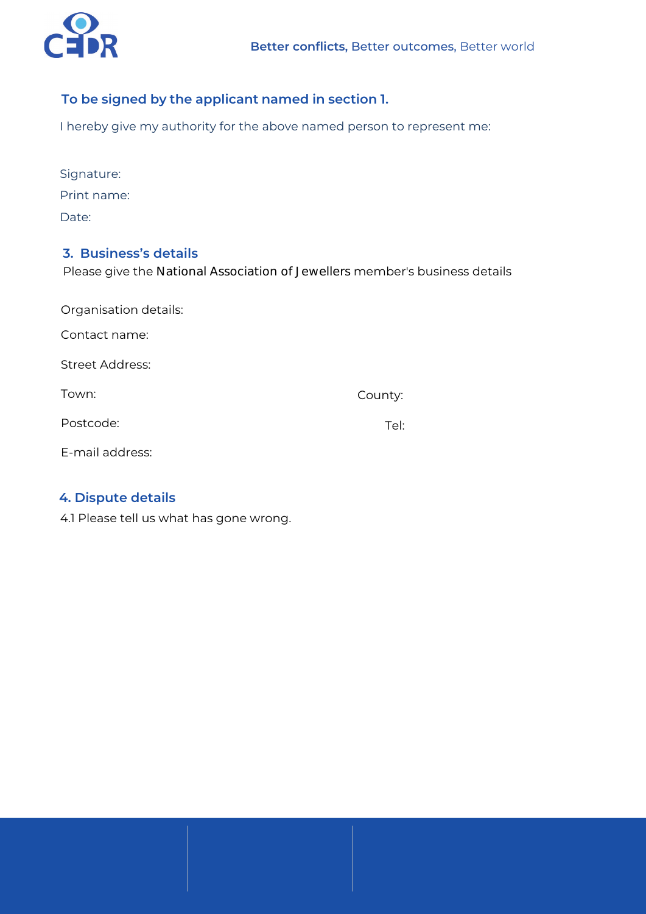**To be signed by the applicant named in section 1.**

I hereby give my authority for the above named person to represent me:

Signature:

Print name:

Date:

## 3. Business's details

Please give the National Association of Jewellers member's business details

Organisation details:

Contact name:

Street Address:

Town: County:

Postcode: Tel:

E-mail address:

## 4. Dispute details

4.1 Please tell us what has gone wrong.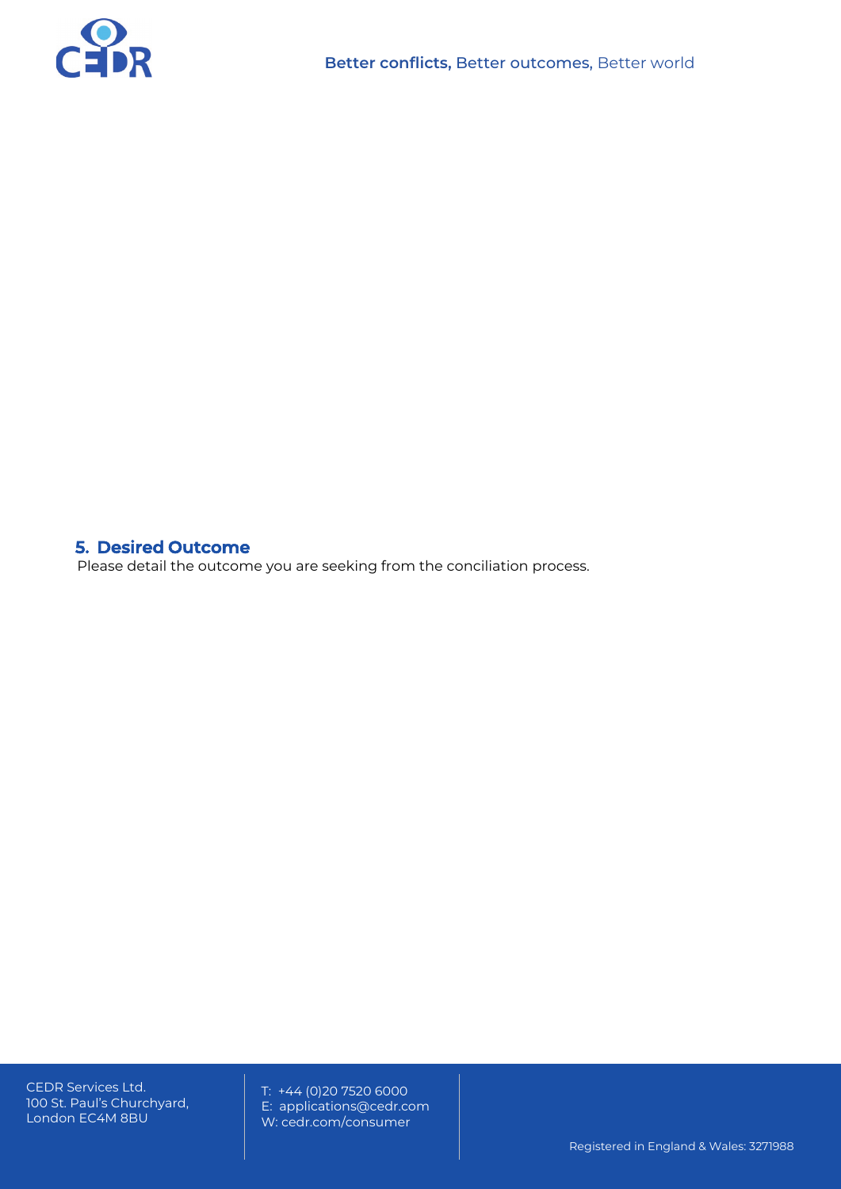## 5. Desired Outcome

Please detail the outcome you are seeking from the conciliation process.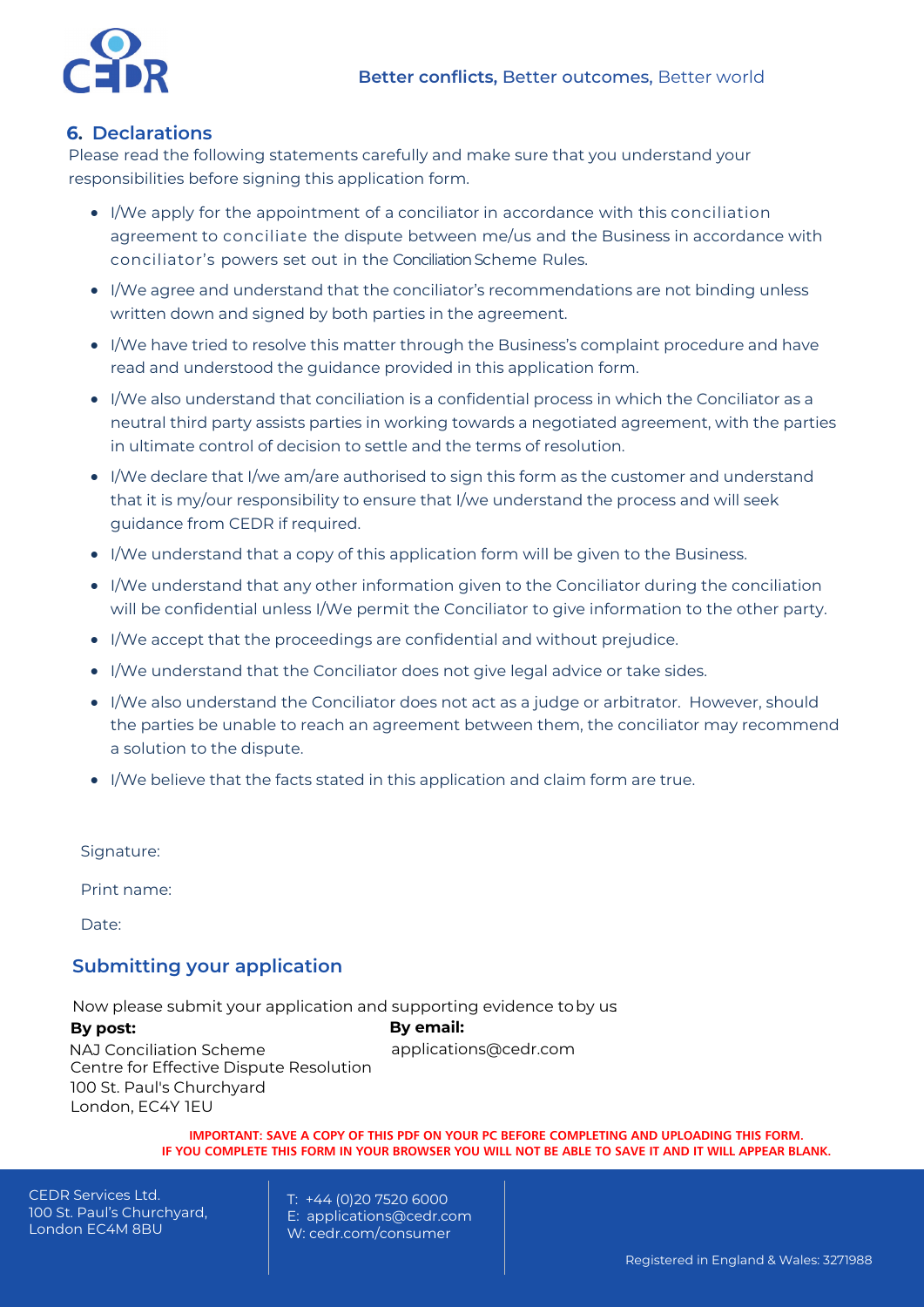## 6. Declarations

Please read the following statements carefully and make sure that you understand your responsibilities before signing this application form.

- I/We apply for the appointment of a conciliator in accordance with this conciliation agreement to conciliate the dispute between me/us and the Business in accordance with conciliator's powers set out in the Conciliation Scheme Rules.
- I/We agree and understand that the conciliator's recommendations are not binding unless written down and signed by both parties in the agreement.
- I/We have tried to resolve this matter through the Business's complaint procedure and have read and understood the guidance provided in this application form.
- I/We also understand that conciliation is a confidential process in which the Conciliator as a neutral third party assists parties in working towards a negotiated agreement, with the parties in ultimate control of decision to settle and the terms of resolution.
- I/We declare that I/we am/are authorised to sign this form as the customer and understand that it is my/our responsibility to ensure that I/we understand the process and will seek guidance from CEDR if required.
- I/We understand that a copy of this application form will be given to the Business.
- I/We understand that any other information given to the Conciliator during the conciliation will be confidential unless I/We permit the Conciliator to give information to the other party.
- I/We accept that the proceedings are confidential and without prejudice.
- I/We understand that the Conciliator does not give legal advice or take sides.
- I/We also understand the Conciliator does not act as a judge or arbitrator. However, should the parties be unable to reach an agreement between them, the conciliator may recommend a solution to the dispute.
- I/We believe that the facts stated in this application and claim form are true.

Signature:

Print name:

Date:

## Submitting your application

Now please submit your application and supporting evidence toby us

**By post:**

NAJ Conciliation Scheme
Centre for Effective Dispute Resolution
100 St. Paul's Churchyard
London, EC4Y 1EU

**By email:**

applications@cedr.com

**IMPORTANT: SAVE A COPY OF THIS PDF ON YOUR PC BEFORE COMPLETING AND UPLOADING THIS FORM.**
**IF YOU COMPLETE THIS FORM IN YOUR BROWSER YOU WILL NOT BE ABLE TO SAVE IT AND IT WILL APPEAR BLANK.**